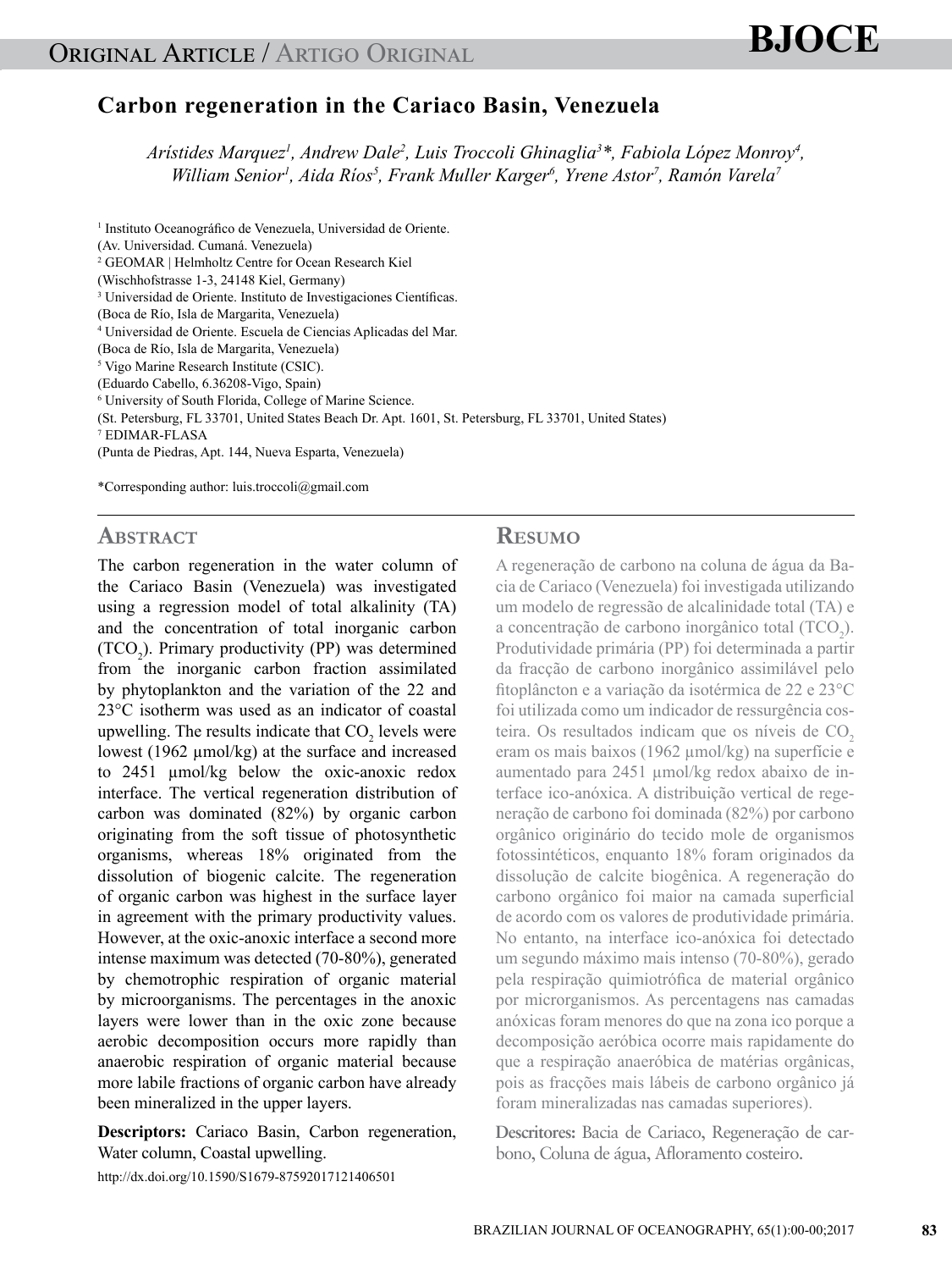Original Article / Artigo Original

# Carbon regeneration in the Cariaco Basin, Venezuela

*Arístides Marquez[1], Andrew Dale[2], Luis Troccoli Ghinaglia[3]\*, Fabiola López Monroy[4], William Senior[1], Aida Ríos[5], Frank Muller Karger[6], Yrene Astor[7], Ramón Varela[7]*

[1] Instituto Oceanográfico de Venezuela, Universidad de Oriente.
(Av. Universidad. Cumaná. Venezuela)
[2] GEOMAR | Helmholtz Centre for Ocean Research Kiel
(Wischhofstrasse 1-3, 24148 Kiel, Germany)
[3] Universidad de Oriente. Instituto de Investigaciones Científicas.
(Boca de Río, Isla de Margarita, Venezuela)
[4] Universidad de Oriente. Escuela de Ciencias Aplicadas del Mar.
(Boca de Río, Isla de Margarita, Venezuela)
[5] Vigo Marine Research Institute (CSIC).
(Eduardo Cabello, 6.36208-Vigo, Spain)
[6] University of South Florida, College of Marine Science.
(St. Petersburg, FL 33701, United States Beach Dr. Apt. 1601, St. Petersburg, FL 33701, United States)
[7] EDIMAR-FLASA
(Punta de Piedras, Apt. 144, Nueva Esparta, Venezuela)

\*Corresponding author: luis.troccoli@gmail.com

## Abstract

The carbon regeneration in the water column of the Cariaco Basin (Venezuela) was investigated using a regression model of total alkalinity (TA) and the concentration of total inorganic carbon ($TCO_2$). Primary productivity (PP) was determined from the inorganic carbon fraction assimilated by phytoplankton and the variation of the 22 and 23°C isotherm was used as an indicator of coastal upwelling. The results indicate that $CO_2$ levels were lowest (1962 µmol/kg) at the surface and increased to 2451 µmol/kg below the oxic-anoxic redox interface. The vertical regeneration distribution of carbon was dominated (82%) by organic carbon originating from the soft tissue of photosynthetic organisms, whereas 18% originated from the dissolution of biogenic calcite. The regeneration of organic carbon was highest in the surface layer in agreement with the primary productivity values. However, at the oxic-anoxic interface a second more intense maximum was detected (70-80%), generated by chemotrophic respiration of organic material by microorganisms. The percentages in the anoxic layers were lower than in the oxic zone because aerobic decomposition occurs more rapidly than anaerobic respiration of organic material because more labile fractions of organic carbon have already been mineralized in the upper layers.

**Descriptors:** Cariaco Basin, Carbon regeneration, Water column, Coastal upwelling.

http://dx.doi.org/10.1590/S1679-87592017121406501

## Resumo

A regeneração de carbono na coluna de água da Bacia de Cariaco (Venezuela) foi investigada utilizando um modelo de regressão de alcalinidade total (TA) e a concentração de carbono inorgânico total ($TCO_2$). Produtividade primária (PP) foi determinada a partir da fracção de carbono inorgânico assimilável pelo fitoplâncton e a variação da isotérmica de 22 e 23°C foi utilizada como um indicador de ressurgência costeira. Os resultados indicam que os níveis de $CO_2$ eram os mais baixos (1962 µmol/kg) na superfície e aumentado para 2451 µmol/kg redox abaixo de interface ico-anóxica. A distribuição vertical de regeneração de carbono foi dominada (82%) por carbono orgânico originário do tecido mole de organismos fotossintéticos, enquanto 18% foram originados da dissolução de calcite biogênica. A regeneração do carbono orgânico foi maior na camada superficial de acordo com os valores de produtividade primária. No entanto, na interface ico-anóxica foi detectado um segundo máximo mais intenso (70-80%), gerado pela respiração quimiotrófica de material orgânico por microrganismos. As percentagens nas camadas anóxicas foram menores do que na zona ico porque a decomposição aeróbica ocorre mais rapidamente do que a respiração anaeróbica de matérias orgânicas, pois as fracções mais lábeis de carbono orgânico já foram mineralizadas nas camadas superiores).

**Descritores:** Bacia de Cariaco, Regeneração de carbono, Coluna de água, Afloramento costeiro.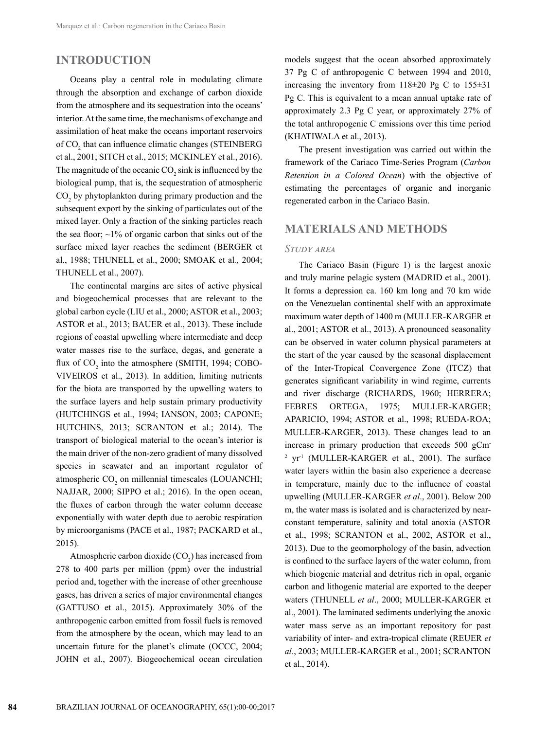## INTRODUCTION

Oceans play a central role in modulating climate through the absorption and exchange of carbon dioxide from the atmosphere and its sequestration into the oceans' interior. At the same time, the mechanisms of exchange and assimilation of heat make the oceans important reservoirs of $CO_2$ that can influence climatic changes (STEINBERG et al., 2001; SITCH et al., 2015; MCKINLEY et al., 2016). The magnitude of the oceanic $CO_2$ sink is influenced by the biological pump, that is, the sequestration of atmospheric $CO_2$ by phytoplankton during primary production and the subsequent export by the sinking of particulates out of the mixed layer. Only a fraction of the sinking particles reach the sea floor; ~1% of organic carbon that sinks out of the surface mixed layer reaches the sediment (BERGER et al., 1988; THUNELL et al., 2000; SMOAK et al*.,* 2004; THUNELL et al., 2007).

The continental margins are sites of active physical and biogeochemical processes that are relevant to the global carbon cycle (LIU et al., 2000; ASTOR et al., 2003; ASTOR et al., 2013; BAUER et al., 2013). These include regions of coastal upwelling where intermediate and deep water masses rise to the surface, degas, and generate a flux of $CO_2$ into the atmosphere (SMITH, 1994; COBO-VIVEIROS et al., 2013). In addition, limiting nutrients for the biota are transported by the upwelling waters to the surface layers and help sustain primary productivity (HUTCHINGS et al., 1994; IANSON, 2003; CAPONE; HUTCHINS, 2013; SCRANTON et al.; 2014). The transport of biological material to the ocean's interior is the main driver of the non-zero gradient of many dissolved species in seawater and an important regulator of atmospheric $CO_2$ on millennial timescales (LOUANCHI; NAJJAR, 2000; SIPPO et al.; 2016). In the open ocean, the fluxes of carbon through the water column decease exponentially with water depth due to aerobic respiration by microorganisms (PACE et al., 1987; PACKARD et al., 2015).

Atmospheric carbon dioxide ($CO_2$) has increased from 278 to 400 parts per million (ppm) over the industrial period and, together with the increase of other greenhouse gases, has driven a series of major environmental changes (GATTUSO et al., 2015). Approximately 30% of the anthropogenic carbon emitted from fossil fuels is removed from the atmosphere by the ocean, which may lead to an uncertain future for the planet's climate (OCCC, 2004; JOHN et al., 2007). Biogeochemical ocean circulation models suggest that the ocean absorbed approximately 37 Pg C of anthropogenic C between 1994 and 2010, increasing the inventory from 118±20 Pg C to 155±31 Pg C. This is equivalent to a mean annual uptake rate of approximately 2.3 Pg C year, or approximately 27% of the total anthropogenic C emissions over this time period (KHATIWALA et al., 2013).

The present investigation was carried out within the framework of the Cariaco Time-Series Program (*Carbon Retention in a Colored Ocean*) with the objective of estimating the percentages of organic and inorganic regenerated carbon in the Cariaco Basin.

## MATERIALS AND METHODS

### *Study area*

The Cariaco Basin (Figure 1) is the largest anoxic and truly marine pelagic system (MADRID et al., 2001). It forms a depression ca. 160 km long and 70 km wide on the Venezuelan continental shelf with an approximate maximum water depth of 1400 m (MULLER-KARGER et al., 2001; ASTOR et al., 2013). A pronounced seasonality can be observed in water column physical parameters at the start of the year caused by the seasonal displacement of the Inter-Tropical Convergence Zone (ITCZ) that generates significant variability in wind regime, currents and river discharge (RICHARDS, 1960; HERRERA; FEBRES ORTEGA, 1975; MULLER-KARGER; APARICIO, 1994; ASTOR et al., 1998; RUEDA-ROA; MULLER-KARGER, 2013). These changes lead to an increase in primary production that exceeds 500 $gCm^{-2}\ yr^{-1}$ (MULLER-KARGER et al., 2001). The surface water layers within the basin also experience a decrease in temperature, mainly due to the influence of coastal upwelling (MULLER-KARGER *et al*., 2001). Below 200 m, the water mass is isolated and is characterized by near-constant temperature, salinity and total anoxia (ASTOR et al., 1998; SCRANTON et al., 2002, ASTOR et al., 2013). Due to the geomorphology of the basin, advection is confined to the surface layers of the water column, from which biogenic material and detritus rich in opal, organic carbon and lithogenic material are exported to the deeper waters (THUNELL *et al*., 2000; MULLER-KARGER et al., 2001). The laminated sediments underlying the anoxic water mass serve as an important repository for past variability of inter- and extra-tropical climate (REUER *et al*., 2003; MULLER-KARGER et al., 2001; SCRANTON et al., 2014).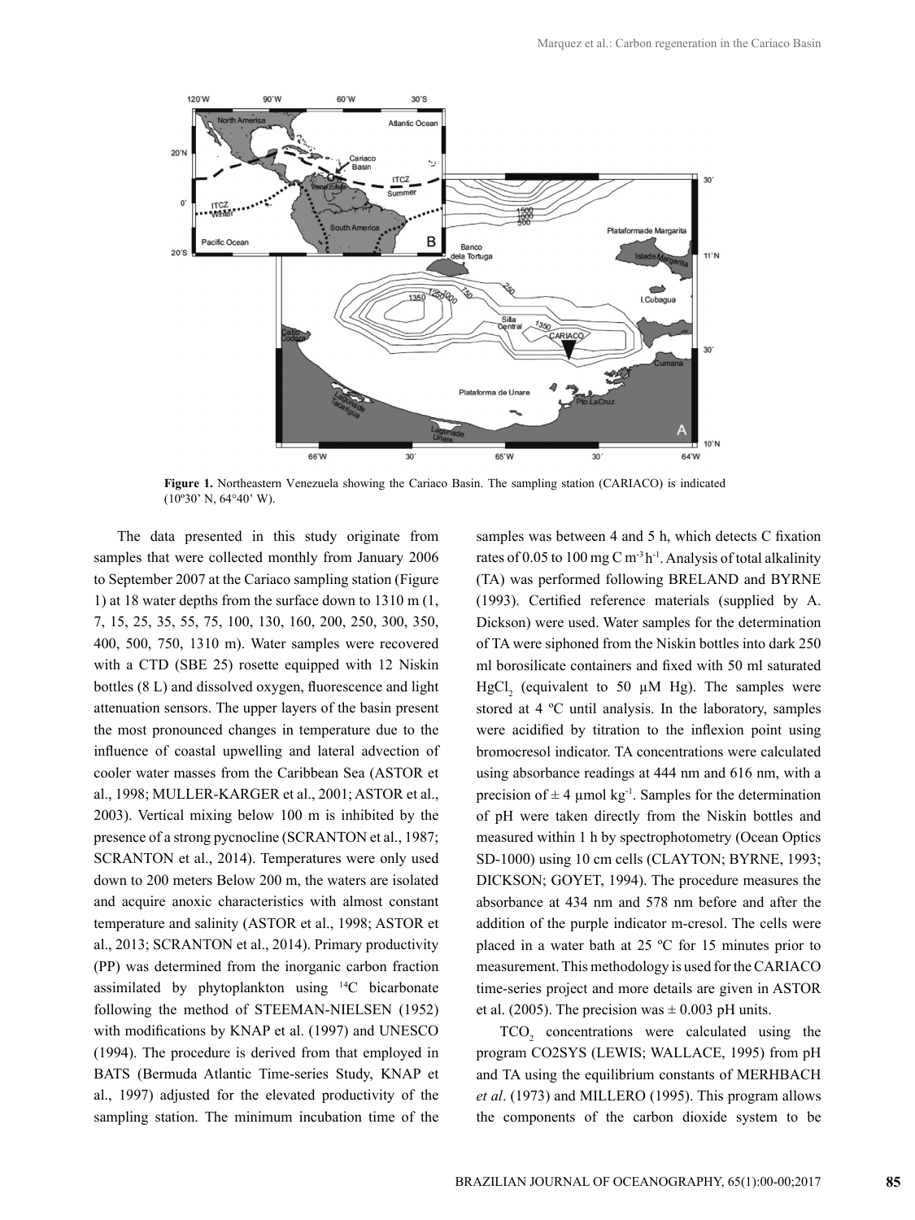**Figure 1.** Northeastern Venezuela showing the Cariaco Basin. The sampling station (CARIACO) is indicated (10º30' N, 64°40' W).

The data presented in this study originate from samples that were collected monthly from January 2006 to September 2007 at the Cariaco sampling station (Figure 1) at 18 water depths from the surface down to 1310 m (1, 7, 15, 25, 35, 55, 75, 100, 130, 160, 200, 250, 300, 350, 400, 500, 750, 1310 m). Water samples were recovered with a CTD (SBE 25) rosette equipped with 12 Niskin bottles (8 L) and dissolved oxygen, fluorescence and light attenuation sensors. The upper layers of the basin present the most pronounced changes in temperature due to the influence of coastal upwelling and lateral advection of cooler water masses from the Caribbean Sea (ASTOR et al., 1998; MULLER-KARGER et al., 2001; ASTOR et al., 2003). Vertical mixing below 100 m is inhibited by the presence of a strong pycnocline (SCRANTON et al., 1987; SCRANTON et al., 2014). Temperatures were only used down to 200 meters Below 200 m, the waters are isolated and acquire anoxic characteristics with almost constant temperature and salinity (ASTOR et al., 1998; ASTOR et al., 2013; SCRANTON et al., 2014). Primary productivity (PP) was determined from the inorganic carbon fraction assimilated by phytoplankton using $^{14}C$ bicarbonate following the method of STEEMAN-NIELSEN (1952) with modifications by KNAP et al. (1997) and UNESCO (1994). The procedure is derived from that employed in BATS (Bermuda Atlantic Time-series Study, KNAP et al., 1997) adjusted for the elevated productivity of the sampling station. The minimum incubation time of the samples was between 4 and 5 h, which detects C fixation rates of 0.05 to 100 mg C $m^{-3}$ $h^{-1}$. Analysis of total alkalinity (TA) was performed following BRELAND and BYRNE (1993). Certified reference materials (supplied by A. Dickson) were used. Water samples for the determination of TA were siphoned from the Niskin bottles into dark 250 ml borosilicate containers and fixed with 50 ml saturated $HgCl_2$ (equivalent to 50 µM Hg). The samples were stored at 4 ºC until analysis. In the laboratory, samples were acidified by titration to the inflexion point using bromocresol indicator. TA concentrations were calculated using absorbance readings at 444 nm and 616 nm, with a precision of ± 4 µmol $kg^{-1}$. Samples for the determination of pH were taken directly from the Niskin bottles and measured within 1 h by spectrophotometry (Ocean Optics SD-1000) using 10 cm cells (CLAYTON; BYRNE, 1993; DICKSON; GOYET, 1994). The procedure measures the absorbance at 434 nm and 578 nm before and after the addition of the purple indicator m-cresol. The cells were placed in a water bath at 25 ºC for 15 minutes prior to measurement. This methodology is used for the CARIACO time-series project and more details are given in ASTOR et al. (2005). The precision was ± 0.003 pH units.

$TCO_2$ concentrations were calculated using the program CO2SYS (LEWIS; WALLACE, 1995) from pH and TA using the equilibrium constants of MERHBACH *et al*. (1973) and MILLERO (1995). This program allows the components of the carbon dioxide system to be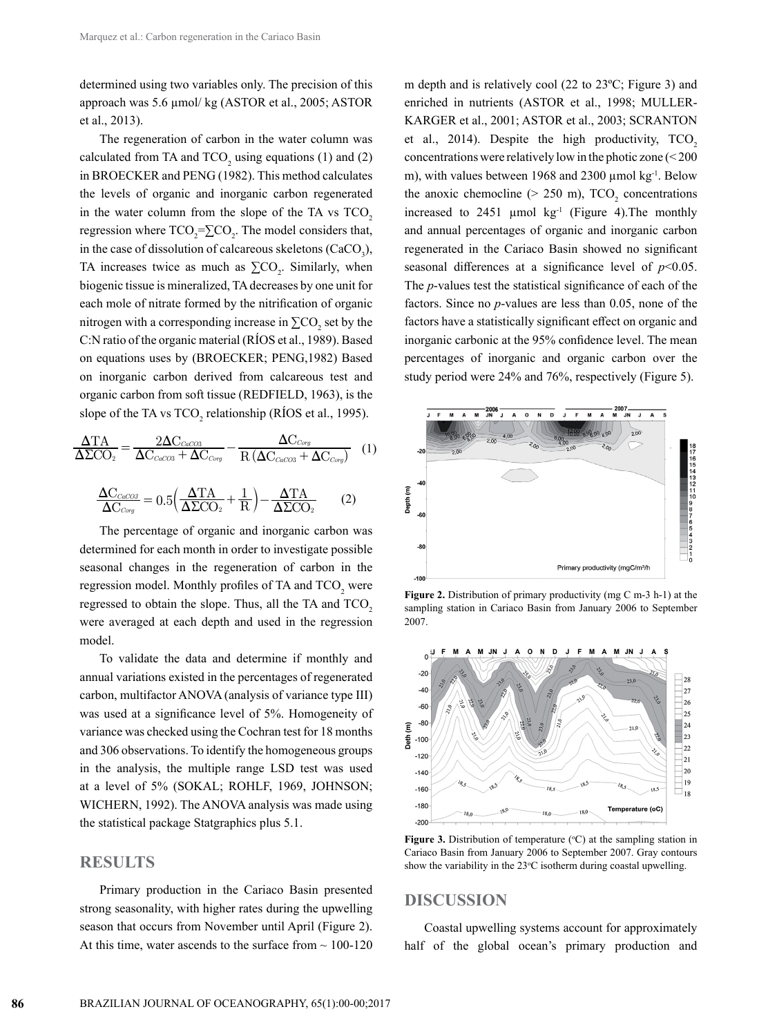determined using two variables only. The precision of this approach was 5.6 µmol/ kg (ASTOR et al., 2005; ASTOR et al., 2013).

The regeneration of carbon in the water column was calculated from TA and $TCO_2$ using equations (1) and (2) in BROECKER and PENG (1982). This method calculates the levels of organic and inorganic carbon regenerated in the water column from the slope of the TA vs $TCO_2$ regression where $TCO_2 = \sum CO_2$. The model considers that, in the case of dissolution of calcareous skeletons ($CaCO_3$), TA increases twice as much as $\sum CO_2$. Similarly, when biogenic tissue is mineralized, TA decreases by one unit for each mole of nitrate formed by the nitrification of organic nitrogen with a corresponding increase in $\sum CO_2$ set by the C:N ratio of the organic material (RÍOS et al., 1989). Based on equations uses by (BROECKER; PENG,1982) Based on inorganic carbon derived from calcareous test and organic carbon from soft tissue (REDFIELD, 1963), is the slope of the TA vs $TCO_2$ relationship (RÍOS et al., 1995).

$$\frac{\Delta TA}{\Delta \Sigma CO_2} = \frac{2\Delta C_{CaCO3}}{\Delta C_{CaCO3} + \Delta C_{Corg}} - \frac{\Delta C_{Corg}}{R\,(\Delta C_{CaCO3} + \Delta C_{Corg})} \quad (1)$$

$$\frac{\Delta C_{CaCO3}}{\Delta C_{Corg}} = 0.5\left(\frac{\Delta TA}{\Delta \Sigma CO_2} + \frac{1}{R}\right) - \frac{\Delta TA}{\Delta \Sigma CO_2} \quad (2)$$

The percentage of organic and inorganic carbon was determined for each month in order to investigate possible seasonal changes in the regeneration of carbon in the regression model. Monthly profiles of TA and $TCO_2$ were regressed to obtain the slope. Thus, all the TA and $TCO_2$ were averaged at each depth and used in the regression model.

To validate the data and determine if monthly and annual variations existed in the percentages of regenerated carbon, multifactor ANOVA (analysis of variance type III) was used at a significance level of 5%. Homogeneity of variance was checked using the Cochran test for 18 months and 306 observations. To identify the homogeneous groups in the analysis, the multiple range LSD test was used at a level of 5% (SOKAL; ROHLF, 1969, JOHNSON; WICHERN, 1992). The ANOVA analysis was made using the statistical package Statgraphics plus 5.1.

## RESULTS

Primary production in the Cariaco Basin presented strong seasonality, with higher rates during the upwelling season that occurs from November until April (Figure 2). At this time, water ascends to the surface from ~ 100-120 m depth and is relatively cool (22 to 23ºC; Figure 3) and enriched in nutrients (ASTOR et al., 1998; MULLER-KARGER et al., 2001; ASTOR et al., 2003; SCRANTON et al., 2014). Despite the high productivity, $TCO_2$ concentrations were relatively low in the photic zone (< 200 m), with values between 1968 and 2300 µmol kg$^{-1}$. Below the anoxic chemocline (> 250 m), $TCO_2$ concentrations increased to 2451 µmol kg$^{-1}$ (Figure 4).The monthly and annual percentages of organic and inorganic carbon regenerated in the Cariaco Basin showed no significant seasonal differences at a significance level of $p$<0.05. The $p$-values test the statistical significance of each of the factors. Since no $p$-values are less than 0.05, none of the factors have a statistically significant effect on organic and inorganic carbonic at the 95% confidence level. The mean percentages of inorganic and organic carbon over the study period were 24% and 76%, respectively (Figure 5).

**Figure 2.** Distribution of primary productivity (mg C m-3 h-1) at the sampling station in Cariaco Basin from January 2006 to September 2007.

**Figure 3.** Distribution of temperature (ºC) at the sampling station in Cariaco Basin from January 2006 to September 2007. Gray contours show the variability in the 23ºC isotherm during coastal upwelling.

## DISCUSSION

Coastal upwelling systems account for approximately half of the global ocean's primary production and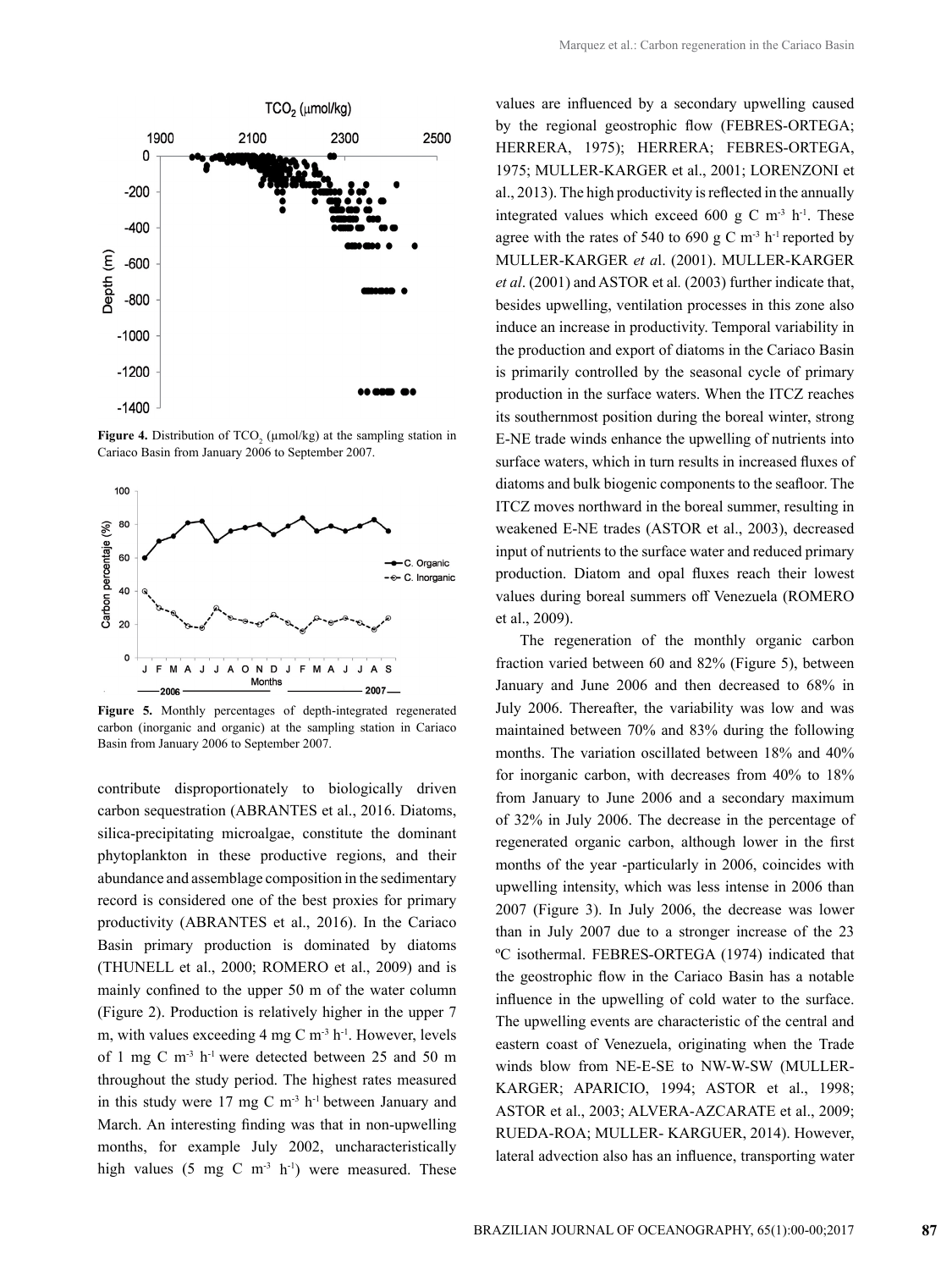**Figure 4.** Distribution of $TCO_2$ (µmol/kg) at the sampling station in Cariaco Basin from January 2006 to September 2007.

**Figure 5.** Monthly percentages of depth-integrated regenerated carbon (inorganic and organic) at the sampling station in Cariaco Basin from January 2006 to September 2007.

contribute disproportionately to biologically driven carbon sequestration (ABRANTES et al., 2016). Diatoms, silica-precipitating microalgae, constitute the dominant phytoplankton in these productive regions, and their abundance and assemblage composition in the sedimentary record is considered one of the best proxies for primary productivity (ABRANTES et al., 2016). In the Cariaco Basin primary production is dominated by diatoms (THUNELL et al., 2000; ROMERO et al., 2009) and is mainly confined to the upper 50 m of the water column (Figure 2). Production is relatively higher in the upper 7 m, with values exceeding 4 mg C $m^{-3}$ $h^{-1}$. However, levels of 1 mg C $m^{-3}$ $h^{-1}$ were detected between 25 and 50 m throughout the study period. The highest rates measured in this study were 17 mg C $m^{-3}$ $h^{-1}$ between January and March. An interesting finding was that in non-upwelling months, for example July 2002, uncharacteristically high values (5 mg C $m^{-3}$ $h^{-1}$) were measured. These values are influenced by a secondary upwelling caused by the regional geostrophic flow (FEBRES-ORTEGA; HERRERA, 1975); HERRERA; FEBRES-ORTEGA, 1975; MULLER-KARGER et al., 2001; LORENZONI et al., 2013). The high productivity is reflected in the annually integrated values which exceed 600 g C $m^{-3}$ $h^{-1}$. These agree with the rates of 540 to 690 g C $m^{-3}$ $h^{-1}$ reported by MULLER-KARGER *et a*l. (2001). MULLER-KARGER *et al*. (2001) and ASTOR et al*.* (2003) further indicate that, besides upwelling, ventilation processes in this zone also induce an increase in productivity. Temporal variability in the production and export of diatoms in the Cariaco Basin is primarily controlled by the seasonal cycle of primary production in the surface waters. When the ITCZ reaches its southernmost position during the boreal winter, strong E-NE trade winds enhance the upwelling of nutrients into surface waters, which in turn results in increased fluxes of diatoms and bulk biogenic components to the seafloor. The ITCZ moves northward in the boreal summer, resulting in weakened E-NE trades (ASTOR et al., 2003), decreased input of nutrients to the surface water and reduced primary production. Diatom and opal fluxes reach their lowest values during boreal summers off Venezuela (ROMERO et al., 2009).

The regeneration of the monthly organic carbon fraction varied between 60 and 82% (Figure 5), between January and June 2006 and then decreased to 68% in July 2006. Thereafter, the variability was low and was maintained between 70% and 83% during the following months. The variation oscillated between 18% and 40% for inorganic carbon, with decreases from 40% to 18% from January to June 2006 and a secondary maximum of 32% in July 2006. The decrease in the percentage of regenerated organic carbon, although lower in the first months of the year -particularly in 2006, coincides with upwelling intensity, which was less intense in 2006 than 2007 (Figure 3). In July 2006, the decrease was lower than in July 2007 due to a stronger increase of the 23 ºC isothermal. FEBRES-ORTEGA (1974) indicated that the geostrophic flow in the Cariaco Basin has a notable influence in the upwelling of cold water to the surface. The upwelling events are characteristic of the central and eastern coast of Venezuela, originating when the Trade winds blow from NE-E-SE to NW-W-SW (MULLER-KARGER; APARICIO, 1994; ASTOR et al., 1998; ASTOR et al., 2003; ALVERA-AZCARATE et al., 2009; RUEDA-ROA; MULLER- KARGUER, 2014). However, lateral advection also has an influence, transporting water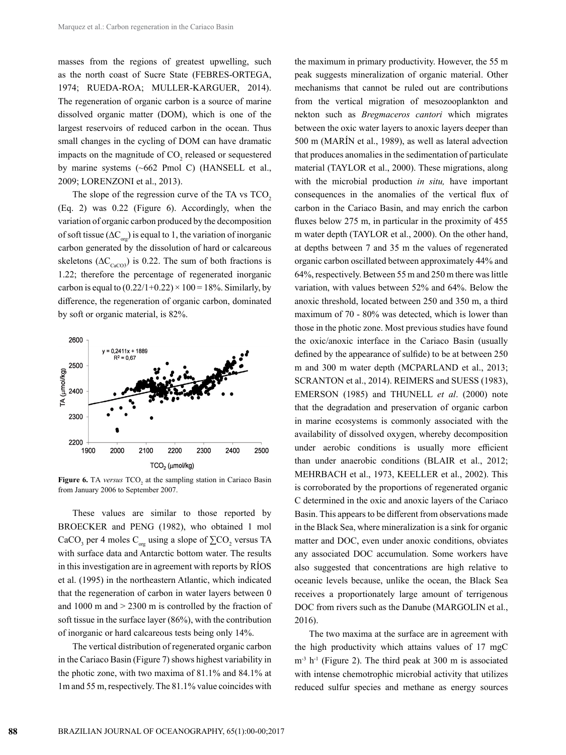masses from the regions of greatest upwelling, such as the north coast of Sucre State (FEBRES-ORTEGA, 1974; RUEDA-ROA; MULLER-KARGUER, 2014). The regeneration of organic carbon is a source of marine dissolved organic matter (DOM), which is one of the largest reservoirs of reduced carbon in the ocean. Thus small changes in the cycling of DOM can have dramatic impacts on the magnitude of $CO_2$ released or sequestered by marine systems (~662 Pmol C) (HANSELL et al., 2009; LORENZONI et al., 2013).

The slope of the regression curve of the TA vs $TCO_2$ (Eq. 2) was 0.22 (Figure 6). Accordingly, when the variation of organic carbon produced by the decomposition of soft tissue ($\Delta C_{org}$) is equal to 1, the variation of inorganic carbon generated by the dissolution of hard or calcareous skeletons ($\Delta C_{CaCO3}$) is 0.22. The sum of both fractions is 1.22; therefore the percentage of regenerated inorganic carbon is equal to $(0.22/1+0.22) \times 100 = 18\%$. Similarly, by difference, the regeneration of organic carbon, dominated by soft or organic material, is 82%.

**Figure 6.** TA *versus* $TCO_2$ at the sampling station in Cariaco Basin from January 2006 to September 2007.

These values are similar to those reported by BROECKER and PENG (1982), who obtained 1 mol $CaCO_3$ per 4 moles $C_{org}$ using a slope of $\sum CO_2$ versus TA with surface data and Antarctic bottom water. The results in this investigation are in agreement with reports by RÍOS et al. (1995) in the northeastern Atlantic, which indicated that the regeneration of carbon in water layers between 0 and 1000 m and > 2300 m is controlled by the fraction of soft tissue in the surface layer (86%), with the contribution of inorganic or hard calcareous tests being only 14%.

The vertical distribution of regenerated organic carbon in the Cariaco Basin (Figure 7) shows highest variability in the photic zone, with two maxima of 81.1% and 84.1% at 1m and 55 m, respectively. The 81.1% value coincides with the maximum in primary productivity. However, the 55 m peak suggests mineralization of organic material. Other mechanisms that cannot be ruled out are contributions from the vertical migration of mesozooplankton and nekton such as *Bregmaceros cantori* which migrates between the oxic water layers to anoxic layers deeper than 500 m (MARÍN et al., 1989), as well as lateral advection that produces anomalies in the sedimentation of particulate material (TAYLOR et al., 2000). These migrations, along with the microbial production *in situ,* have important consequences in the anomalies of the vertical flux of carbon in the Cariaco Basin, and may enrich the carbon fluxes below 275 m, in particular in the proximity of 455 m water depth (TAYLOR et al., 2000). On the other hand, at depths between 7 and 35 m the values of regenerated organic carbon oscillated between approximately 44% and 64%, respectively. Between 55 m and 250 m there was little variation, with values between 52% and 64%. Below the anoxic threshold, located between 250 and 350 m, a third maximum of 70 - 80% was detected, which is lower than those in the photic zone. Most previous studies have found the oxic/anoxic interface in the Cariaco Basin (usually defined by the appearance of sulfide) to be at between 250 m and 300 m water depth (MCPARLAND et al., 2013; SCRANTON et al., 2014). REIMERS and SUESS (1983), EMERSON (1985) and THUNELL *et al*. (2000) note that the degradation and preservation of organic carbon in marine ecosystems is commonly associated with the availability of dissolved oxygen, whereby decomposition under aerobic conditions is usually more efficient than under anaerobic conditions (BLAIR et al., 2012; MEHRBACH et al., 1973, KEELLER et al., 2002). This is corroborated by the proportions of regenerated organic C determined in the oxic and anoxic layers of the Cariaco Basin. This appears to be different from observations made in the Black Sea, where mineralization is a sink for organic matter and DOC, even under anoxic conditions, obviates any associated DOC accumulation. Some workers have also suggested that concentrations are high relative to oceanic levels because, unlike the ocean, the Black Sea receives a proportionately large amount of terrigenous DOC from rivers such as the Danube (MARGOLIN et al., 2016).

The two maxima at the surface are in agreement with the high productivity which attains values of 17 mgC $m^{-3}$ $h^{-1}$ (Figure 2). The third peak at 300 m is associated with intense chemotrophic microbial activity that utilizes reduced sulfur species and methane as energy sources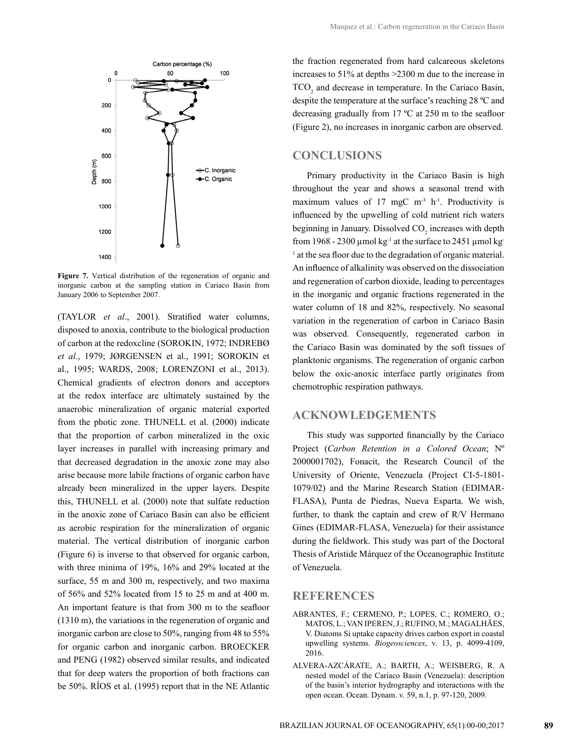Figure 7. Vertical distribution of the regeneration of organic and inorganic carbon at the sampling station in Cariaco Basin from January 2006 to September 2007.

(TAYLOR *et al*., 2001). Stratified water columns, disposed to anoxia, contribute to the biological production of carbon at the redoxcline (SOROKIN, 1972; INDREBØ *et al*., 1979; JØRGENSEN et al., 1991; SOROKIN et al., 1995; WARDS, 2008; LORENZONI et al., 2013). Chemical gradients of electron donors and acceptors at the redox interface are ultimately sustained by the anaerobic mineralization of organic material exported from the photic zone. THUNELL et al. (2000) indicate that the proportion of carbon mineralized in the oxic layer increases in parallel with increasing primary and that decreased degradation in the anoxic zone may also arise because more labile fractions of organic carbon have already been mineralized in the upper layers. Despite this, THUNELL et al. (2000) note that sulfate reduction in the anoxic zone of Cariaco Basin can also be efficient as aerobic respiration for the mineralization of organic material. The vertical distribution of inorganic carbon (Figure 6) is inverse to that observed for organic carbon, with three minima of 19%, 16% and 29% located at the surface, 55 m and 300 m, respectively, and two maxima of 56% and 52% located from 15 to 25 m and at 400 m. An important feature is that from 300 m to the seafloor (1310 m), the variations in the regeneration of organic and inorganic carbon are close to 50%, ranging from 48 to 55% for organic carbon and inorganic carbon. BROECKER and PENG (1982) observed similar results, and indicated that for deep waters the proportion of both fractions can be 50%. RÍOS et al. (1995) report that in the NE Atlantic the fraction regenerated from hard calcareous skeletons increases to 51% at depths >2300 m due to the increase in $TCO_2$ and decrease in temperature. In the Cariaco Basin, despite the temperature at the surface's reaching 28 ºC and decreasing gradually from 17 ºC at 250 m to the seafloor (Figure 2), no increases in inorganic carbon are observed.

## CONCLUSIONS

Primary productivity in the Cariaco Basin is high throughout the year and shows a seasonal trend with maximum values of 17 mgC $m^{-3}$ $h^{-1}$. Productivity is influenced by the upwelling of cold nutrient rich waters beginning in January. Dissolved $CO_2$ increases with depth from 1968 - 2300 µmol $kg^{-1}$ at the surface to 2451 µmol $kg^{-1}$ at the sea floor due to the degradation of organic material. An influence of alkalinity was observed on the dissociation and regeneration of carbon dioxide, leading to percentages in the inorganic and organic fractions regenerated in the water column of 18 and 82%, respectively. No seasonal variation in the regeneration of carbon in Cariaco Basin was observed. Consequently, regenerated carbon in the Cariaco Basin was dominated by the soft tissues of planktonic organisms. The regeneration of organic carbon below the oxic-anoxic interface partly originates from chemotrophic respiration pathways.

## ACKNOWLEDGEMENTS

This study was supported financially by the Cariaco Project (*Carbon Retention in a Colored Ocean*; Nº 2000001702), Fonacit, the Research Council of the University of Oriente, Venezuela (Project CI-5-1801-1079/02) and the Marine Research Station (EDIMAR-FLASA), Punta de Piedras, Nueva Esparta. We wish, further, to thank the captain and crew of R/V Hermano Gines (EDIMAR-FLASA, Venezuela) for their assistance during the fieldwork. This study was part of the Doctoral Thesis of Aristide Márquez of the Oceanographic Institute of Venezuela.

## REFERENCES

ABRANTES, F.; CERMENO, P.; LOPES, C.; ROMERO, O.; MATOS, L.; VAN IPEREN, J.; RUFINO, M.; MAGALHÃES, V. Diatoms Si uptake capacity drives carbon export in coastal upwelling systems. *Biogeosciences*, v. 13, p. 4099-4109, 2016.

ALVERA-AZCÁRATE, A.; BARTH, A.; WEISBERG, R. A nested model of the Cariaco Basin (Venezuela): description of the basin's interior hydrography and interactions with the open ocean. Ocean. Dynam. v. 59, n.1, p. 97-120, 2009.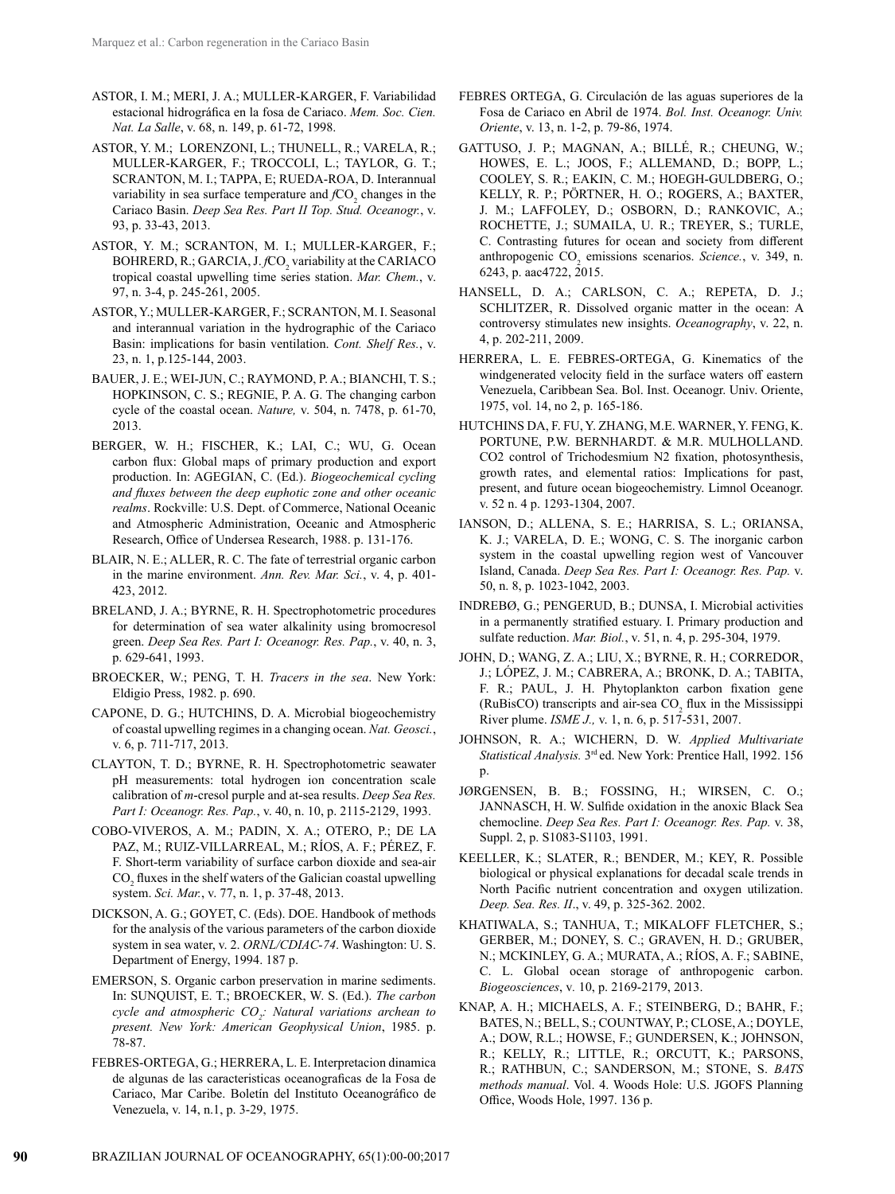ASTOR, I. M.; MERI, J. A.; MULLER-KARGER, F. Variabilidad estacional hidrográfica en la fosa de Cariaco. *Mem. Soc. Cien. Nat. La Salle*, v. 68, n. 149, p. 61-72, 1998.

ASTOR, Y. M.; LORENZONI, L.; THUNELL, R.; VARELA, R.; MULLER-KARGER, F.; TROCCOLI, L.; TAYLOR, G. T.; SCRANTON, M. I.; TAPPA, E; RUEDA-ROA, D. Interannual variability in sea surface temperature and $fCO_2$ changes in the Cariaco Basin. *Deep Sea Res. Part II Top. Stud. Oceanogr.*, v. 93, p. 33-43, 2013.

ASTOR, Y. M.; SCRANTON, M. I.; MULLER-KARGER, F.; BOHRERD, R.; GARCIA, J. $fCO_2$ variability at the CARIACO tropical coastal upwelling time series station. *Mar. Chem.*, v. 97, n. 3-4, p. 245-261, 2005.

ASTOR, Y.; MULLER-KARGER, F.; SCRANTON, M. I. Seasonal and interannual variation in the hydrographic of the Cariaco Basin: implications for basin ventilation. *Cont. Shelf Res.*, v. 23, n. 1, p.125-144, 2003.

BAUER, J. E.; WEI-JUN, C.; RAYMOND, P. A.; BIANCHI, T. S.; HOPKINSON, C. S.; REGNIE, P. A. G. The changing carbon cycle of the coastal ocean. *Nature,* v. 504, n. 7478, p. 61-70, 2013.

BERGER, W. H.; FISCHER, K.; LAI, C.; WU, G. Ocean carbon flux: Global maps of primary production and export production. In: AGEGIAN, C. (Ed.). *Biogeochemical cycling and fluxes between the deep euphotic zone and other oceanic realms*. Rockville: U.S. Dept. of Commerce, National Oceanic and Atmospheric Administration, Oceanic and Atmospheric Research, Office of Undersea Research, 1988. p. 131-176.

BLAIR, N. E.; ALLER, R. C. The fate of terrestrial organic carbon in the marine environment. *Ann. Rev. Mar. Sci.*, v. 4, p. 401-423, 2012.

BRELAND, J. A.; BYRNE, R. H. Spectrophotometric procedures for determination of sea water alkalinity using bromocresol green. *Deep Sea Res. Part I: Oceanogr. Res. Pap.*, v. 40, n. 3, p. 629-641, 1993.

BROECKER, W.; PENG, T. H. *Tracers in the sea*. New York: Eldigio Press, 1982. p. 690.

CAPONE, D. G.; HUTCHINS, D. A. Microbial biogeochemistry of coastal upwelling regimes in a changing ocean. *Nat. Geosci.*, v. 6, p. 711-717, 2013.

CLAYTON, T. D.; BYRNE, R. H. Spectrophotometric seawater pH measurements: total hydrogen ion concentration scale calibration of *m*-cresol purple and at-sea results. *Deep Sea Res. Part I: Oceanogr. Res. Pap.*, v. 40, n. 10, p. 2115-2129, 1993.

COBO-VIVEROS, A. M.; PADIN, X. A.; OTERO, P.; DE LA PAZ, M.; RUIZ-VILLARREAL, M.; RÍOS, A. F.; PÉREZ, F. F. Short-term variability of surface carbon dioxide and sea-air $CO_2$ fluxes in the shelf waters of the Galician coastal upwelling system. *Sci. Mar.*, v. 77, n. 1, p. 37-48, 2013.

DICKSON, A. G.; GOYET, C. (Eds). DOE. Handbook of methods for the analysis of the various parameters of the carbon dioxide system in sea water, v. 2. *ORNL/CDIAC-74*. Washington: U. S. Department of Energy, 1994. 187 p.

EMERSON, S. Organic carbon preservation in marine sediments. In: SUNQUIST, E. T.; BROECKER, W. S. (Ed.). *The carbon cycle and atmospheric $CO_2$: Natural variations archean to present. New York: American Geophysical Union*, 1985. p. 78-87.

FEBRES-ORTEGA, G.; HERRERA, L. E. Interpretacion dinamica de algunas de las caracteristicas oceanograficas de la Fosa de Cariaco, Mar Caribe. Boletín del Instituto Oceanográfico de Venezuela, v. 14, n.1, p. 3-29, 1975.

FEBRES ORTEGA, G. Circulación de las aguas superiores de la Fosa de Cariaco en Abril de 1974. *Bol. Inst. Oceanogr. Univ. Oriente*, v. 13, n. 1-2, p. 79-86, 1974.

GATTUSO, J. P.; MAGNAN, A.; BILLÉ, R.; CHEUNG, W.; HOWES, E. L.; JOOS, F.; ALLEMAND, D.; BOPP, L.; COOLEY, S. R.; EAKIN, C. M.; HOEGH-GULDBERG, O.; KELLY, R. P.; PÖRTNER, H. O.; ROGERS, A.; BAXTER, J. M.; LAFFOLEY, D.; OSBORN, D.; RANKOVIC, A.; ROCHETTE, J.; SUMAILA, U. R.; TREYER, S.; TURLE, C. Contrasting futures for ocean and society from different anthropogenic $CO_2$ emissions scenarios. *Science.*, v. 349, n. 6243, p. aac4722, 2015.

HANSELL, D. A.; CARLSON, C. A.; REPETA, D. J.; SCHLITZER, R. Dissolved organic matter in the ocean: A controversy stimulates new insights. *Oceanography*, v. 22, n. 4, p. 202-211, 2009.

HERRERA, L. E. FEBRES-ORTEGA, G. Kinematics of the windgenerated velocity field in the surface waters off eastern Venezuela, Caribbean Sea. Bol. Inst. Oceanogr. Univ. Oriente, 1975, vol. 14, no 2, p. 165-186.

HUTCHINS DA, F. FU, Y. ZHANG, M.E. WARNER, Y. FENG, K. PORTUNE, P.W. BERNHARDT. & M.R. MULHOLLAND. CO2 control of Trichodesmium N2 fixation, photosynthesis, growth rates, and elemental ratios: Implications for past, present, and future ocean biogeochemistry. Limnol Oceanogr. v. 52 n. 4 p. 1293-1304, 2007.

IANSON, D.; ALLENA, S. E.; HARRISA, S. L.; ORIANSA, K. J.; VARELA, D. E.; WONG, C. S. The inorganic carbon system in the coastal upwelling region west of Vancouver Island, Canada. *Deep Sea Res. Part I: Oceanogr. Res. Pap.* v. 50, n. 8, p. 1023-1042, 2003.

INDREBØ, G.; PENGERUD, B.; DUNSA, I. Microbial activities in a permanently stratified estuary. I. Primary production and sulfate reduction. *Mar. Biol.*, v. 51, n. 4, p. 295-304, 1979.

JOHN, D.; WANG, Z. A.; LIU, X.; BYRNE, R. H.; CORREDOR, J.; LÓPEZ, J. M.; CABRERA, A.; BRONK, D. A.; TABITA, F. R.; PAUL, J. H. Phytoplankton carbon fixation gene (RuBisCO) transcripts and air-sea $CO_2$ flux in the Mississippi River plume. *ISME J.,* v. 1, n. 6, p. 517-531, 2007.

JOHNSON, R. A.; WICHERN, D. W. *Applied Multivariate Statistical Analysis.* 3rd ed. New York: Prentice Hall, 1992. 156 p.

JØRGENSEN, B. B.; FOSSING, H.; WIRSEN, C. O.; JANNASCH, H. W. Sulfide oxidation in the anoxic Black Sea chemocline. *Deep Sea Res. Part I: Oceanogr. Res. Pap.* v. 38, Suppl. 2, p. S1083-S1103, 1991.

KEELLER, K.; SLATER, R.; BENDER, M.; KEY, R. Possible biological or physical explanations for decadal scale trends in North Pacific nutrient concentration and oxygen utilization. *Deep. Sea. Res. II*., v. 49, p. 325-362. 2002.

KHATIWALA, S.; TANHUA, T.; MIKALOFF FLETCHER, S.; GERBER, M.; DONEY, S. C.; GRAVEN, H. D.; GRUBER, N.; MCKINLEY, G. A.; MURATA, A.; RÍOS, A. F.; SABINE, C. L. Global ocean storage of anthropogenic carbon. *Biogeosciences*, v. 10, p. 2169-2179, 2013.

KNAP, A. H.; MICHAELS, A. F.; STEINBERG, D.; BAHR, F.; BATES, N.; BELL, S.; COUNTWAY, P.; CLOSE, A.; DOYLE, A.; DOW, R.L.; HOWSE, F.; GUNDERSEN, K.; JOHNSON, R.; KELLY, R.; LITTLE, R.; ORCUTT, K.; PARSONS, R.; RATHBUN, C.; SANDERSON, M.; STONE, S. *BATS methods manual*. Vol. 4. Woods Hole: U.S. JGOFS Planning Office, Woods Hole, 1997. 136 p.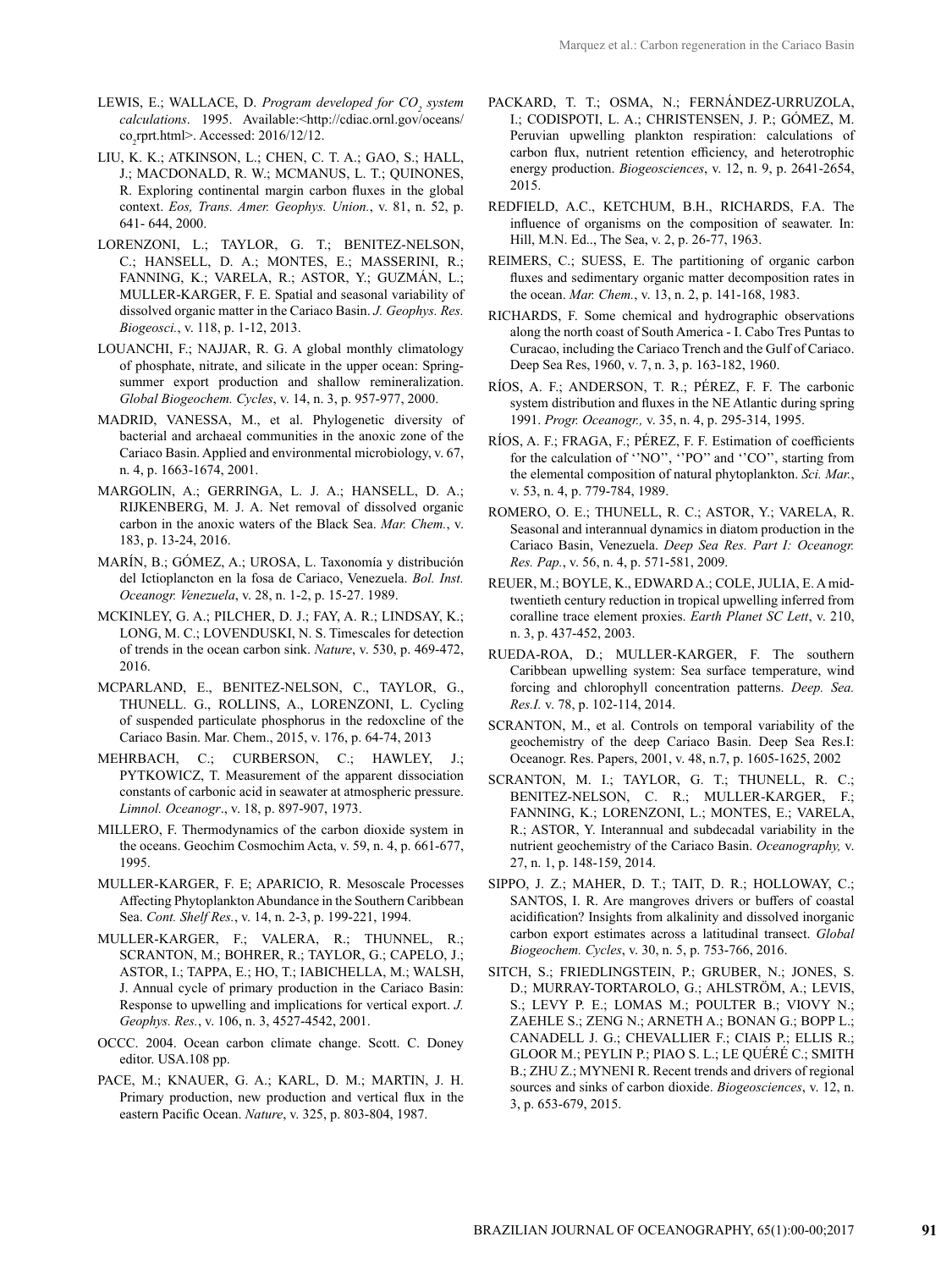LEWIS, E.; WALLACE, D. *Program developed for $CO_2$ system calculations*. 1995. Available:<http://cdiac.ornl.gov/oceans/co$_2$rprt.html>. Accessed: 2016/12/12.

LIU, K. K.; ATKINSON, L.; CHEN, C. T. A.; GAO, S.; HALL, J.; MACDONALD, R. W.; MCMANUS, L. T.; QUINONES, R. Exploring continental margin carbon fluxes in the global context. *Eos, Trans. Amer. Geophys. Union.*, v. 81, n. 52, p. 641- 644, 2000.

LORENZONI, L.; TAYLOR, G. T.; BENITEZ-NELSON, C.; HANSELL, D. A.; MONTES, E.; MASSERINI, R.; FANNING, K.; VARELA, R.; ASTOR, Y.; GUZMÁN, L.; MULLER-KARGER, F. E. Spatial and seasonal variability of dissolved organic matter in the Cariaco Basin. *J. Geophys. Res. Biogeosci.*, v. 118, p. 1-12, 2013.

LOUANCHI, F.; NAJJAR, R. G. A global monthly climatology of phosphate, nitrate, and silicate in the upper ocean: Spring-summer export production and shallow remineralization. *Global Biogeochem. Cycles*, v. 14, n. 3, p. 957-977, 2000.

MADRID, VANESSA, M., et al. Phylogenetic diversity of bacterial and archaeal communities in the anoxic zone of the Cariaco Basin. Applied and environmental microbiology, v. 67, n. 4, p. 1663-1674, 2001.

MARGOLIN, A.; GERRINGA, L. J. A.; HANSELL, D. A.; RIJKENBERG, M. J. A. Net removal of dissolved organic carbon in the anoxic waters of the Black Sea. *Mar. Chem.*, v. 183, p. 13-24, 2016.

MARÍN, B.; GÓMEZ, A.; UROSA, L. Taxonomía y distribución del Ictioplancton en la fosa de Cariaco, Venezuela. *Bol. Inst. Oceanogr. Venezuela*, v. 28, n. 1-2, p. 15-27. 1989.

MCKINLEY, G. A.; PILCHER, D. J.; FAY, A. R.; LINDSAY, K.; LONG, M. C.; LOVENDUSKI, N. S. Timescales for detection of trends in the ocean carbon sink. *Nature*, v. 530, p. 469-472, 2016.

MCPARLAND, E., BENITEZ-NELSON, C., TAYLOR, G., THUNELL. G., ROLLINS, A., LORENZONI, L. Cycling of suspended particulate phosphorus in the redoxcline of the Cariaco Basin. Mar. Chem., 2015, v. 176, p. 64-74, 2013

MEHRBACH, C.; CURBERSON, C.; HAWLEY, J.; PYTKOWICZ, T. Measurement of the apparent dissociation constants of carbonic acid in seawater at atmospheric pressure. *Limnol. Oceanogr*., v. 18, p. 897-907, 1973.

MILLERO, F. Thermodynamics of the carbon dioxide system in the oceans. Geochim Cosmochim Acta, v. 59, n. 4, p. 661-677, 1995.

MULLER-KARGER, F. E; APARICIO, R. Mesoscale Processes Affecting Phytoplankton Abundance in the Southern Caribbean Sea. *Cont. Shelf Res.*, v. 14, n. 2-3, p. 199-221, 1994.

MULLER-KARGER, F.; VALERA, R.; THUNNEL, R.; SCRANTON, M.; BOHRER, R.; TAYLOR, G.; CAPELO, J.; ASTOR, I.; TAPPA, E.; HO, T.; IABICHELLA, M.; WALSH, J. Annual cycle of primary production in the Cariaco Basin: Response to upwelling and implications for vertical export. *J. Geophys. Res.*, v. 106, n. 3, 4527-4542, 2001.

OCCC. 2004. Ocean carbon climate change. Scott. C. Doney editor. USA.108 pp.

PACE, M.; KNAUER, G. A.; KARL, D. M.; MARTIN, J. H. Primary production, new production and vertical flux in the eastern Pacific Ocean. *Nature*, v. 325, p. 803-804, 1987.

PACKARD, T. T.; OSMA, N.; FERNÁNDEZ-URRUZOLA, I.; CODISPOTI, L. A.; CHRISTENSEN, J. P.; GÓMEZ, M. Peruvian upwelling plankton respiration: calculations of carbon flux, nutrient retention efficiency, and heterotrophic energy production. *Biogeosciences*, v. 12, n. 9, p. 2641-2654, 2015.

REDFIELD, A.C., KETCHUM, B.H., RICHARDS, F.A. The influence of organisms on the composition of seawater. In: Hill, M.N. Ed.., The Sea, v. 2, p. 26-77, 1963.

REIMERS, C.; SUESS, E. The partitioning of organic carbon fluxes and sedimentary organic matter decomposition rates in the ocean. *Mar. Chem.*, v. 13, n. 2, p. 141-168, 1983.

RICHARDS, F. Some chemical and hydrographic observations along the north coast of South America - I. Cabo Tres Puntas to Curacao, including the Cariaco Trench and the Gulf of Cariaco. Deep Sea Res, 1960, v. 7, n. 3, p. 163-182, 1960.

RÍOS, A. F.; ANDERSON, T. R.; PÉREZ, F. F. The carbonic system distribution and fluxes in the NE Atlantic during spring 1991. *Progr. Oceanogr.,* v. 35, n. 4, p. 295-314, 1995.

RÍOS, A. F.; FRAGA, F.; PÉREZ, F. F. Estimation of coefficients for the calculation of ''NO'', ''PO'' and ''CO'', starting from the elemental composition of natural phytoplankton. *Sci. Mar.*, v. 53, n. 4, p. 779-784, 1989.

ROMERO, O. E.; THUNELL, R. C.; ASTOR, Y.; VARELA, R. Seasonal and interannual dynamics in diatom production in the Cariaco Basin, Venezuela. *Deep Sea Res. Part I: Oceanogr. Res. Pap.*, v. 56, n. 4, p. 571-581, 2009.

REUER, M.; BOYLE, K., EDWARD A.; COLE, JULIA, E. A mid-twentieth century reduction in tropical upwelling inferred from coralline trace element proxies. *Earth Planet SC Lett*, v. 210, n. 3, p. 437-452, 2003.

RUEDA-ROA, D.; MULLER-KARGER, F. The southern Caribbean upwelling system: Sea surface temperature, wind forcing and chlorophyll concentration patterns. *Deep. Sea. Res.I.* v. 78, p. 102-114, 2014.

SCRANTON, M., et al. Controls on temporal variability of the geochemistry of the deep Cariaco Basin. Deep Sea Res.I: Oceanogr. Res. Papers, 2001, v. 48, n.7, p. 1605-1625, 2002

SCRANTON, M. I.; TAYLOR, G. T.; THUNELL, R. C.; BENITEZ-NELSON, C. R.; MULLER-KARGER, F.; FANNING, K.; LORENZONI, L.; MONTES, E.; VARELA, R.; ASTOR, Y. Interannual and subdecadal variability in the nutrient geochemistry of the Cariaco Basin. *Oceanography,* v. 27, n. 1, p. 148-159, 2014.

SIPPO, J. Z.; MAHER, D. T.; TAIT, D. R.; HOLLOWAY, C.; SANTOS, I. R. Are mangroves drivers or buffers of coastal acidification? Insights from alkalinity and dissolved inorganic carbon export estimates across a latitudinal transect. *Global Biogeochem. Cycles*, v. 30, n. 5, p. 753-766, 2016.

SITCH, S.; FRIEDLINGSTEIN, P.; GRUBER, N.; JONES, S. D.; MURRAY-TORTAROLO, G.; AHLSTRÖM, A.; LEVIS, S.; LEVY P. E.; LOMAS M.; POULTER B.; VIOVY N.; ZAEHLE S.; ZENG N.; ARNETH A.; BONAN G.; BOPP L.; CANADELL J. G.; CHEVALLIER F.; CIAIS P.; ELLIS R.; GLOOR M.; PEYLIN P.; PIAO S. L.; LE QUÉRÉ C.; SMITH B.; ZHU Z.; MYNENI R. Recent trends and drivers of regional sources and sinks of carbon dioxide. *Biogeosciences*, v. 12, n. 3, p. 653-679, 2015.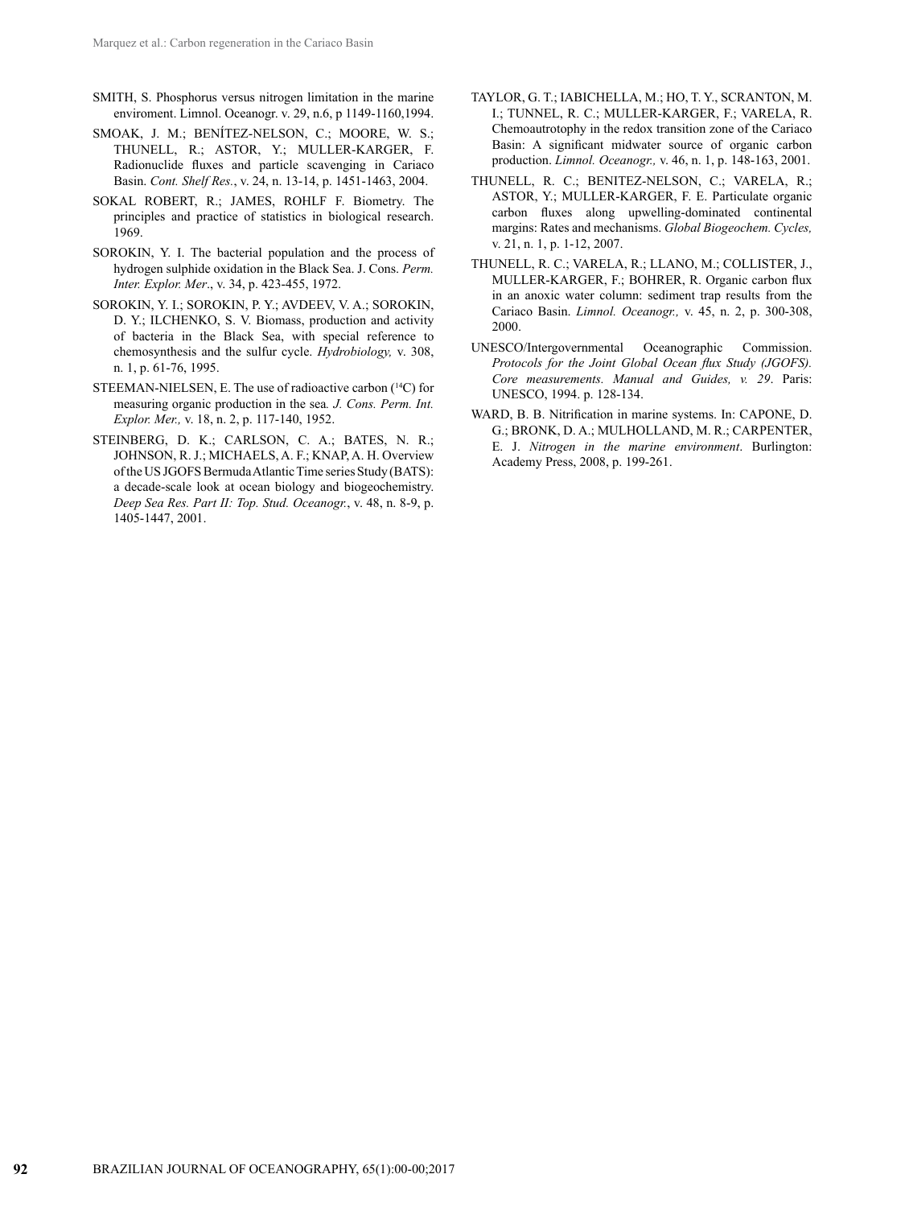SMITH, S. Phosphorus versus nitrogen limitation in the marine enviroment. Limnol. Oceanogr. v. 29, n.6, p 1149-1160,1994.

SMOAK, J. M.; BENÍTEZ-NELSON, C.; MOORE, W. S.; THUNELL, R.; ASTOR, Y.; MULLER-KARGER, F. Radionuclide fluxes and particle scavenging in Cariaco Basin. *Cont. Shelf Res.*, v. 24, n. 13-14, p. 1451-1463, 2004.

SOKAL ROBERT, R.; JAMES, ROHLF F. Biometry. The principles and practice of statistics in biological research. 1969.

SOROKIN, Y. I. The bacterial population and the process of hydrogen sulphide oxidation in the Black Sea. J. Cons. *Perm. Inter. Explor. Mer*., v. 34, p. 423-455, 1972.

SOROKIN, Y. I.; SOROKIN, P. Y.; AVDEEV, V. A.; SOROKIN, D. Y.; ILCHENKO, S. V. Biomass, production and activity of bacteria in the Black Sea, with special reference to chemosynthesis and the sulfur cycle. *Hydrobiology,* v. 308, n. 1, p. 61-76, 1995.

STEEMAN-NIELSEN, E. The use of radioactive carbon ($^{14}C$) for measuring organic production in the sea*. J. Cons. Perm. Int. Explor. Mer.,* v. 18, n. 2, p. 117-140, 1952.

STEINBERG, D. K.; CARLSON, C. A.; BATES, N. R.; JOHNSON, R. J.; MICHAELS, A. F.; KNAP, A. H. Overview of the US JGOFS Bermuda Atlantic Time series Study (BATS): a decade-scale look at ocean biology and biogeochemistry. *Deep Sea Res. Part II: Top. Stud. Oceanogr.*, v. 48, n. 8-9, p. 1405-1447, 2001.

TAYLOR, G. T.; IABICHELLA, M.; HO, T. Y., SCRANTON, M. I.; TUNNEL, R. C.; MULLER-KARGER, F.; VARELA, R. Chemoautrotophy in the redox transition zone of the Cariaco Basin: A significant midwater source of organic carbon production. *Limnol. Oceanogr.,* v. 46, n. 1, p. 148-163, 2001.

THUNELL, R. C.; BENITEZ-NELSON, C.; VARELA, R.; ASTOR, Y.; MULLER-KARGER, F. E. Particulate organic carbon fluxes along upwelling-dominated continental margins: Rates and mechanisms. *Global Biogeochem. Cycles,* v. 21, n. 1, p. 1-12, 2007.

THUNELL, R. C.; VARELA, R.; LLANO, M.; COLLISTER, J., MULLER-KARGER, F.; BOHRER, R. Organic carbon flux in an anoxic water column: sediment trap results from the Cariaco Basin. *Limnol. Oceanogr.,* v. 45, n. 2, p. 300-308, 2000.

UNESCO/Intergovernmental Oceanographic Commission. *Protocols for the Joint Global Ocean flux Study (JGOFS). Core measurements. Manual and Guides, v. 29*. Paris: UNESCO, 1994. p. 128-134.

WARD, B. B. Nitrification in marine systems. In: CAPONE, D. G.; BRONK, D. A.; MULHOLLAND, M. R.; CARPENTER, E. J. *Nitrogen in the marine environment*. Burlington: Academy Press, 2008, p. 199-261.